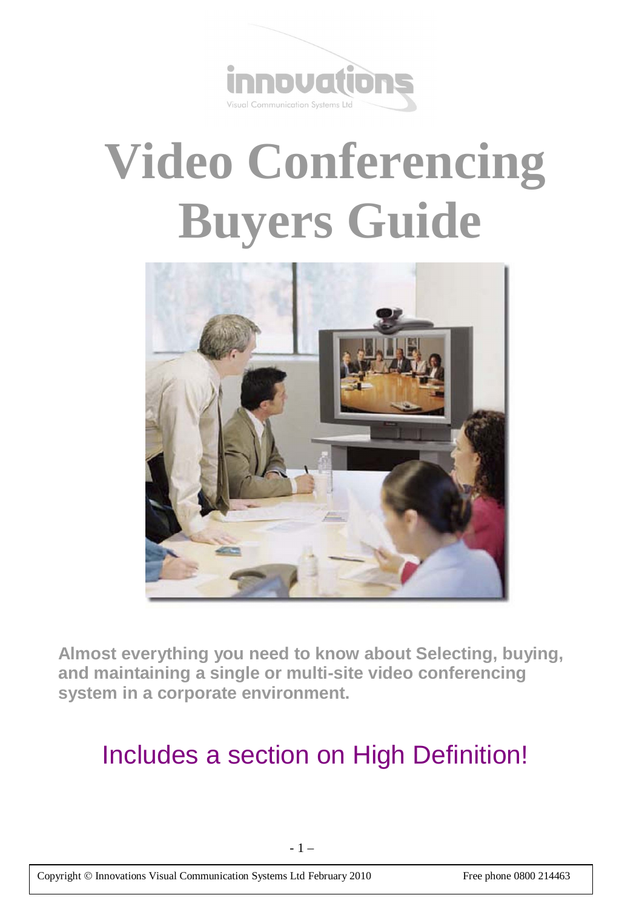innovations

Visual Communication Systems Ltd

# Video Conferencing Buyers Guide

**Almost everything you need to know about Selecting, buying, and maintaining a single or multi-site video conferencing system in a corporate environment.**

## Includes a section on High Definition!

Copyright © Innovations Visual Communication Systems Ltd February 2010 Free phone 0800 214463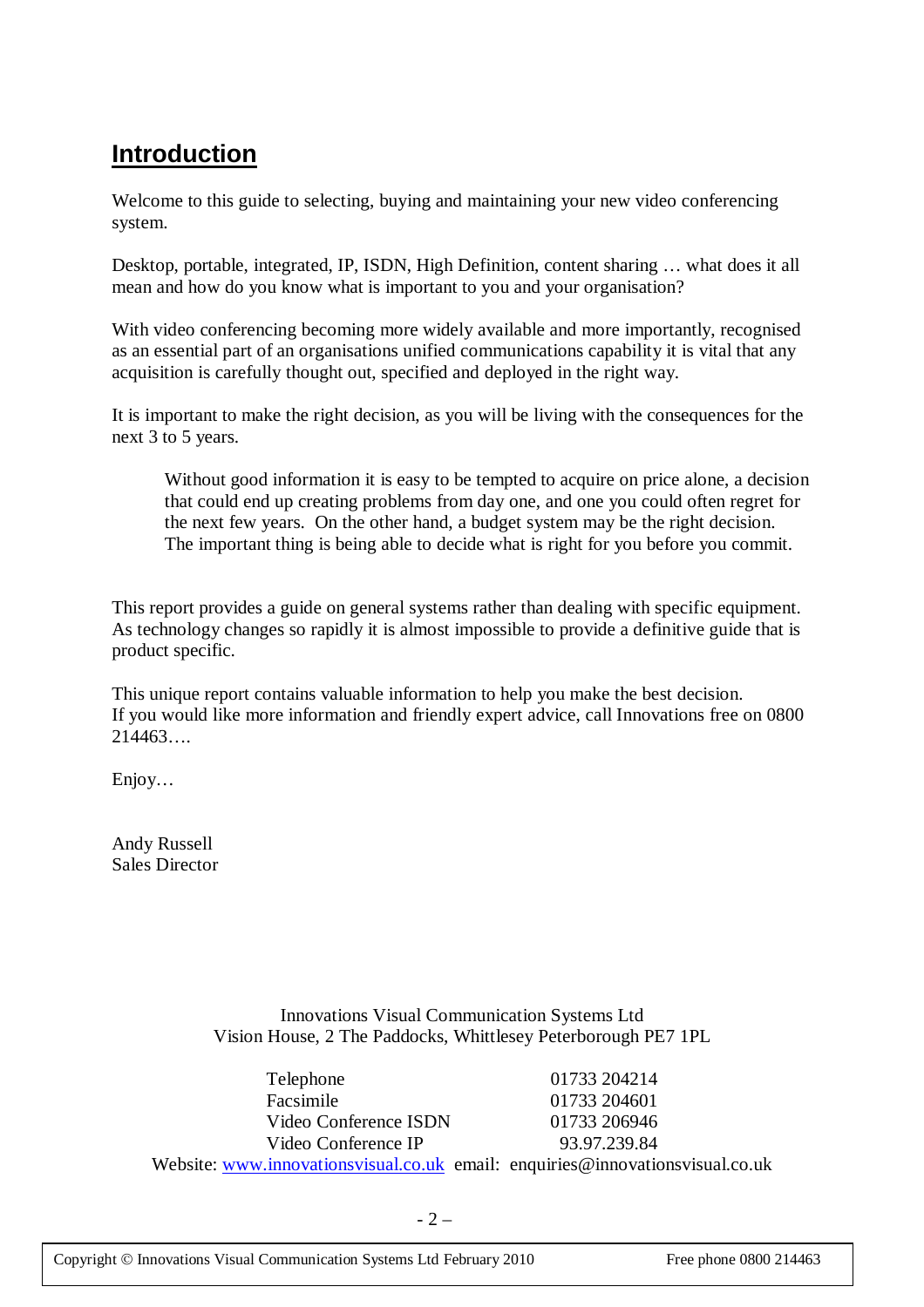# Introduction

Welcome to this guide to selecting, buying and maintaining your new video conferencing system.

Desktop, portable, integrated, IP, ISDN, High Definition, content sharing … what does it all mean and how do you know what is important to you and your organisation?

With video conferencing becoming more widely available and more importantly, recognised as an essential part of an organisations unified communications capability it is vital that any acquisition is carefully thought out, specified and deployed in the right way.

It is important to make the right decision, as you will be living with the consequences for the next 3 to 5 years.

> Without good information it is easy to be tempted to acquire on price alone, a decision that could end up creating problems from day one, and one you could often regret for the next few years. On the other hand, a budget system may be the right decision. The important thing is being able to decide what is right for you before you commit.

This report provides a guide on general systems rather than dealing with specific equipment. As technology changes so rapidly it is almost impossible to provide a definitive guide that is product specific.

This unique report contains valuable information to help you make the best decision.
If you would like more information and friendly expert advice, call Innovations free on 0800 214463….

Enjoy…

Andy Russell
Sales Director

Innovations Visual Communication Systems Ltd
Vision House, 2 The Paddocks, Whittlesey Peterborough PE7 1PL

| | |
|---|---|
| Telephone | 01733 204214 |
| Facsimile | 01733 204601 |
| Video Conference ISDN | 01733 206946 |
| Video Conference IP | 93.97.239.84 |

Website: www.innovationsvisual.co.uk email: enquiries@innovationsvisual.co.uk

Copyright © Innovations Visual Communication Systems Ltd February 2010 Free phone 0800 214463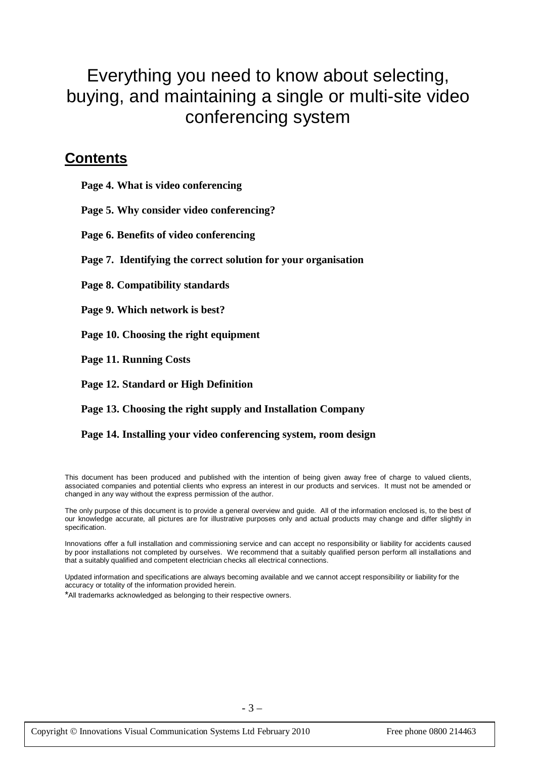# Everything you need to know about selecting, buying, and maintaining a single or multi-site video conferencing system

## Contents

**Page 4. What is video conferencing**

**Page 5. Why consider video conferencing?**

**Page 6. Benefits of video conferencing**

**Page 7. Identifying the correct solution for your organisation**

**Page 8. Compatibility standards**

**Page 9. Which network is best?**

**Page 10. Choosing the right equipment**

**Page 11. Running Costs**

**Page 12. Standard or High Definition**

**Page 13. Choosing the right supply and Installation Company**

**Page 14. Installing your video conferencing system, room design**

This document has been produced and published with the intention of being given away free of charge to valued clients, associated companies and potential clients who express an interest in our products and services. It must not be amended or changed in any way without the express permission of the author.

The only purpose of this document is to provide a general overview and guide. All of the information enclosed is, to the best of our knowledge accurate, all pictures are for illustrative purposes only and actual products may change and differ slightly in specification.

Innovations offer a full installation and commissioning service and can accept no responsibility or liability for accidents caused by poor installations not completed by ourselves. We recommend that a suitably qualified person perform all installations and that a suitably qualified and competent electrician checks all electrical connections.

Updated information and specifications are always becoming available and we cannot accept responsibility or liability for the accuracy or totality of the information provided herein.

*All trademarks acknowledged as belonging to their respective owners.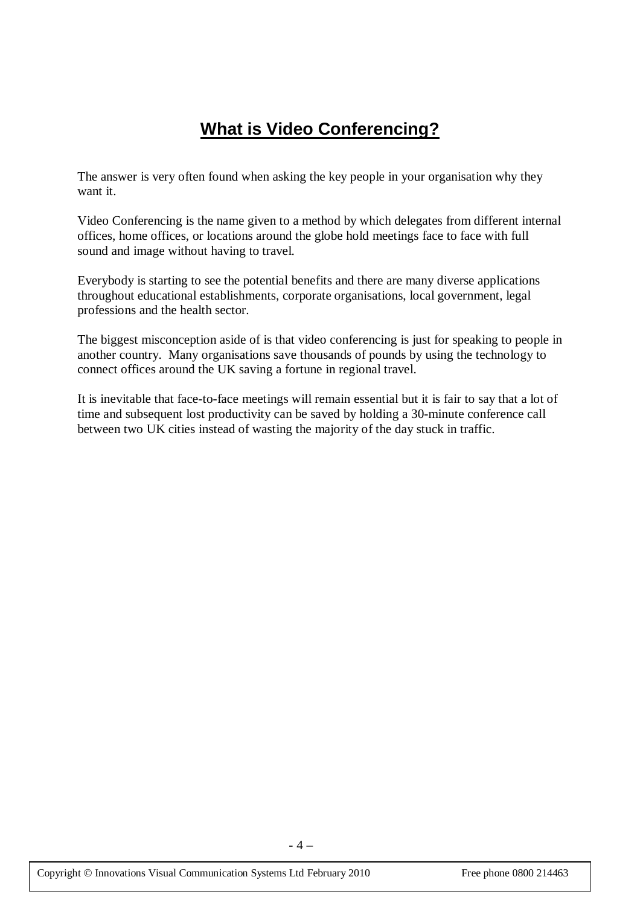# What is Video Conferencing?

The answer is very often found when asking the key people in your organisation why they want it.

Video Conferencing is the name given to a method by which delegates from different internal offices, home offices, or locations around the globe hold meetings face to face with full sound and image without having to travel.

Everybody is starting to see the potential benefits and there are many diverse applications throughout educational establishments, corporate organisations, local government, legal professions and the health sector.

The biggest misconception aside of is that video conferencing is just for speaking to people in another country. Many organisations save thousands of pounds by using the technology to connect offices around the UK saving a fortune in regional travel.

It is inevitable that face-to-face meetings will remain essential but it is fair to say that a lot of time and subsequent lost productivity can be saved by holding a 30-minute conference call between two UK cities instead of wasting the majority of the day stuck in traffic.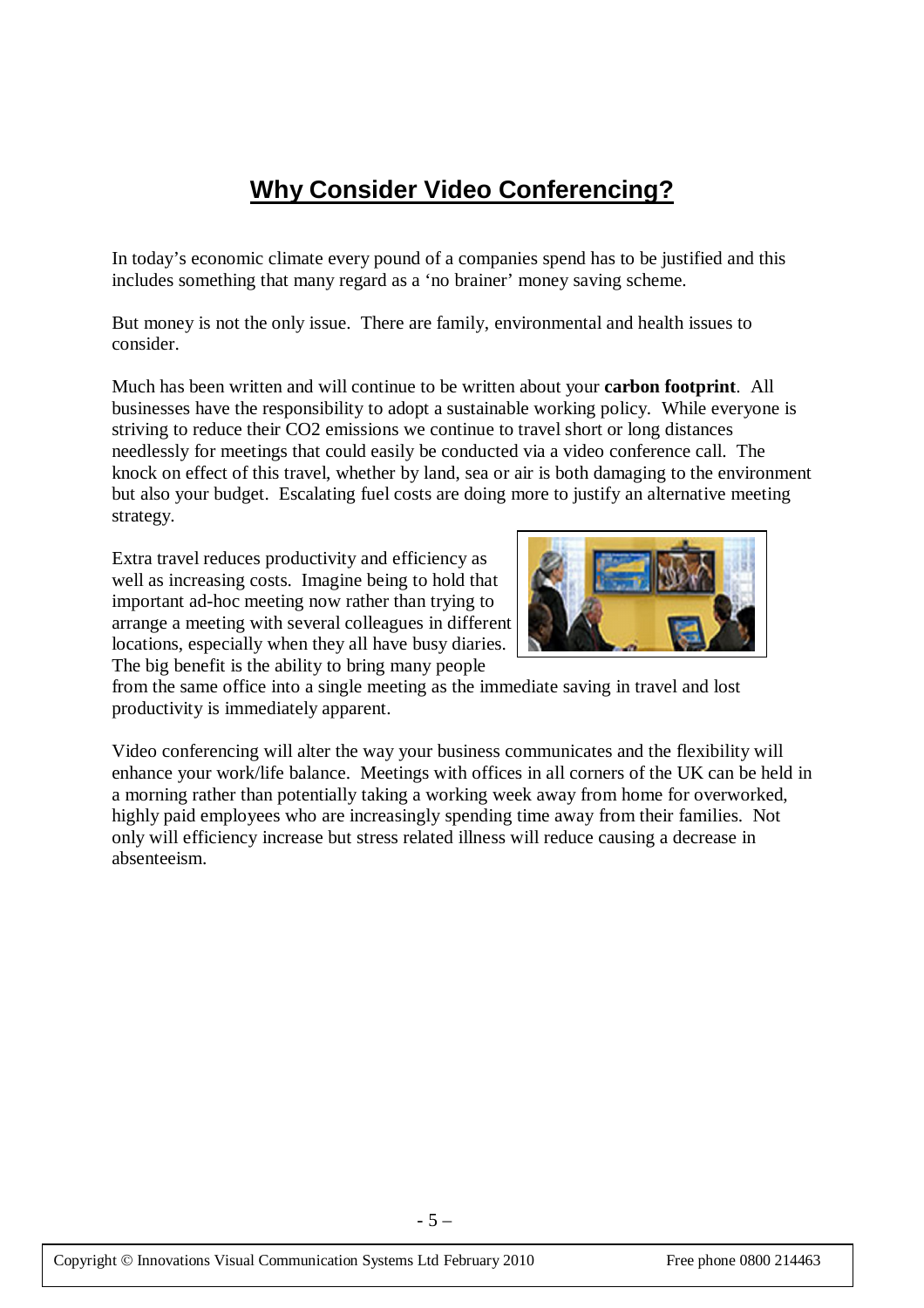# Why Consider Video Conferencing?

In today's economic climate every pound of a companies spend has to be justified and this includes something that many regard as a 'no brainer' money saving scheme.

But money is not the only issue. There are family, environmental and health issues to consider.

Much has been written and will continue to be written about your **carbon footprint**. All businesses have the responsibility to adopt a sustainable working policy. While everyone is striving to reduce their CO2 emissions we continue to travel short or long distances needlessly for meetings that could easily be conducted via a video conference call. The knock on effect of this travel, whether by land, sea or air is both damaging to the environment but also your budget. Escalating fuel costs are doing more to justify an alternative meeting strategy.

Extra travel reduces productivity and efficiency as well as increasing costs. Imagine being to hold that important ad-hoc meeting now rather than trying to arrange a meeting with several colleagues in different locations, especially when they all have busy diaries. The big benefit is the ability to bring many people from the same office into a single meeting as the immediate saving in travel and lost productivity is immediately apparent.

Video conferencing will alter the way your business communicates and the flexibility will enhance your work/life balance. Meetings with offices in all corners of the UK can be held in a morning rather than potentially taking a working week away from home for overworked, highly paid employees who are increasingly spending time away from their families. Not only will efficiency increase but stress related illness will reduce causing a decrease in absenteeism.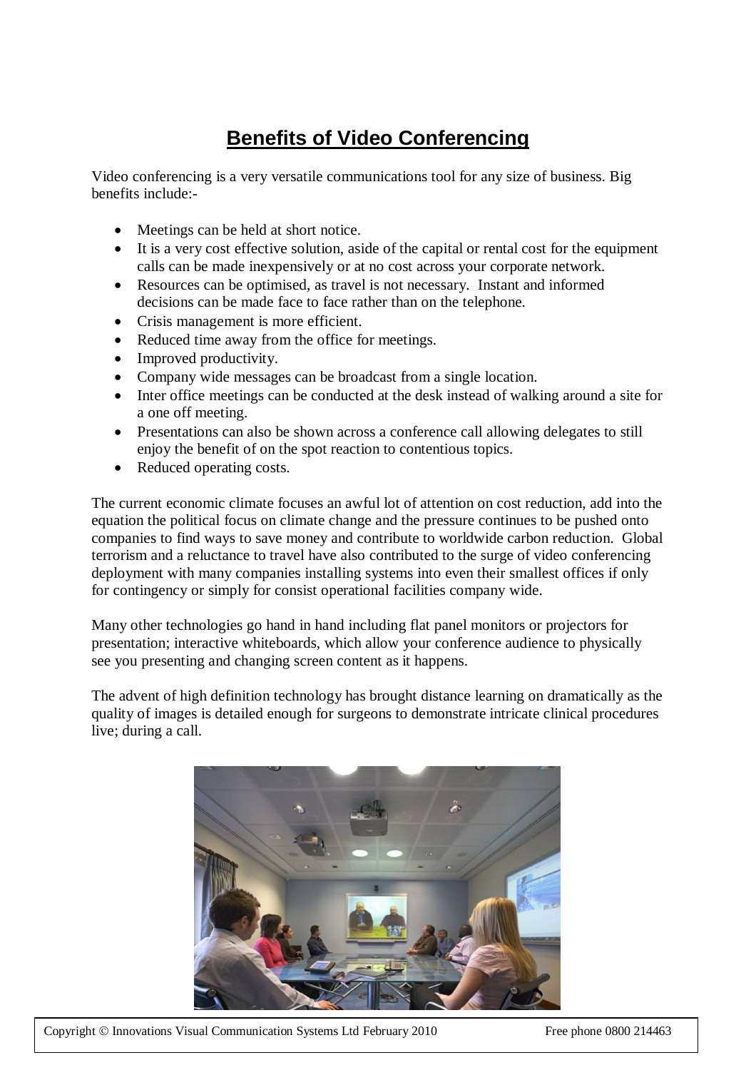# Benefits of Video Conferencing

Video conferencing is a very versatile communications tool for any size of business. Big benefits include:-

- Meetings can be held at short notice.
- It is a very cost effective solution, aside of the capital or rental cost for the equipment calls can be made inexpensively or at no cost across your corporate network.
- Resources can be optimised, as travel is not necessary. Instant and informed decisions can be made face to face rather than on the telephone.
- Crisis management is more efficient.
- Reduced time away from the office for meetings.
- Improved productivity.
- Company wide messages can be broadcast from a single location.
- Inter office meetings can be conducted at the desk instead of walking around a site for a one off meeting.
- Presentations can also be shown across a conference call allowing delegates to still enjoy the benefit of on the spot reaction to contentious topics.
- Reduced operating costs.

The current economic climate focuses an awful lot of attention on cost reduction, add into the equation the political focus on climate change and the pressure continues to be pushed onto companies to find ways to save money and contribute to worldwide carbon reduction. Global terrorism and a reluctance to travel have also contributed to the surge of video conferencing deployment with many companies installing systems into even their smallest offices if only for contingency or simply for consist operational facilities company wide.

Many other technologies go hand in hand including flat panel monitors or projectors for presentation; interactive whiteboards, which allow your conference audience to physically see you presenting and changing screen content as it happens.

The advent of high definition technology has brought distance learning on dramatically as the quality of images is detailed enough for surgeons to demonstrate intricate clinical procedures live; during a call.

Copyright © Innovations Visual Communication Systems Ltd February 2010 Free phone 0800 214463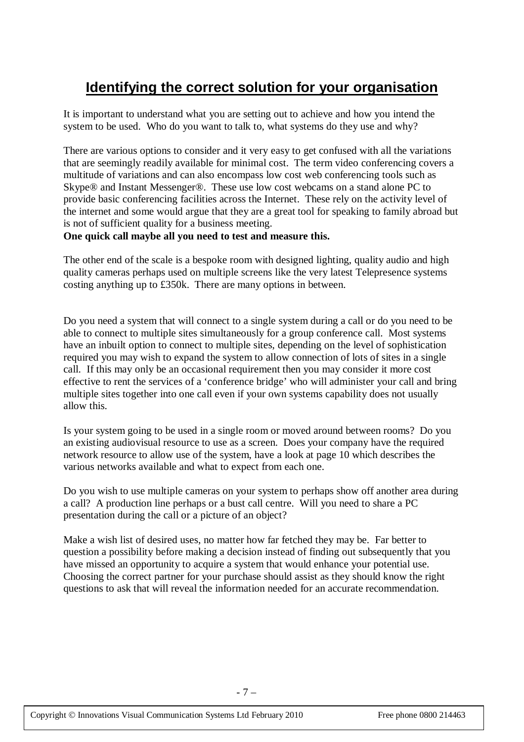## Identifying the correct solution for your organisation

It is important to understand what you are setting out to achieve and how you intend the system to be used. Who do you want to talk to, what systems do they use and why?

There are various options to consider and it very easy to get confused with all the variations that are seemingly readily available for minimal cost. The term video conferencing covers a multitude of variations and can also encompass low cost web conferencing tools such as Skype® and Instant Messenger®. These use low cost webcams on a stand alone PC to provide basic conferencing facilities across the Internet. These rely on the activity level of the internet and some would argue that they are a great tool for speaking to family abroad but is not of sufficient quality for a business meeting.
**One quick call maybe all you need to test and measure this.**

The other end of the scale is a bespoke room with designed lighting, quality audio and high quality cameras perhaps used on multiple screens like the very latest Telepresence systems costing anything up to £350k. There are many options in between.

Do you need a system that will connect to a single system during a call or do you need to be able to connect to multiple sites simultaneously for a group conference call. Most systems have an inbuilt option to connect to multiple sites, depending on the level of sophistication required you may wish to expand the system to allow connection of lots of sites in a single call. If this may only be an occasional requirement then you may consider it more cost effective to rent the services of a 'conference bridge' who will administer your call and bring multiple sites together into one call even if your own systems capability does not usually allow this.

Is your system going to be used in a single room or moved around between rooms? Do you an existing audiovisual resource to use as a screen. Does your company have the required network resource to allow use of the system, have a look at page 10 which describes the various networks available and what to expect from each one.

Do you wish to use multiple cameras on your system to perhaps show off another area during a call? A production line perhaps or a bust call centre. Will you need to share a PC presentation during the call or a picture of an object?

Make a wish list of desired uses, no matter how far fetched they may be. Far better to question a possibility before making a decision instead of finding out subsequently that you have missed an opportunity to acquire a system that would enhance your potential use. Choosing the correct partner for your purchase should assist as they should know the right questions to ask that will reveal the information needed for an accurate recommendation.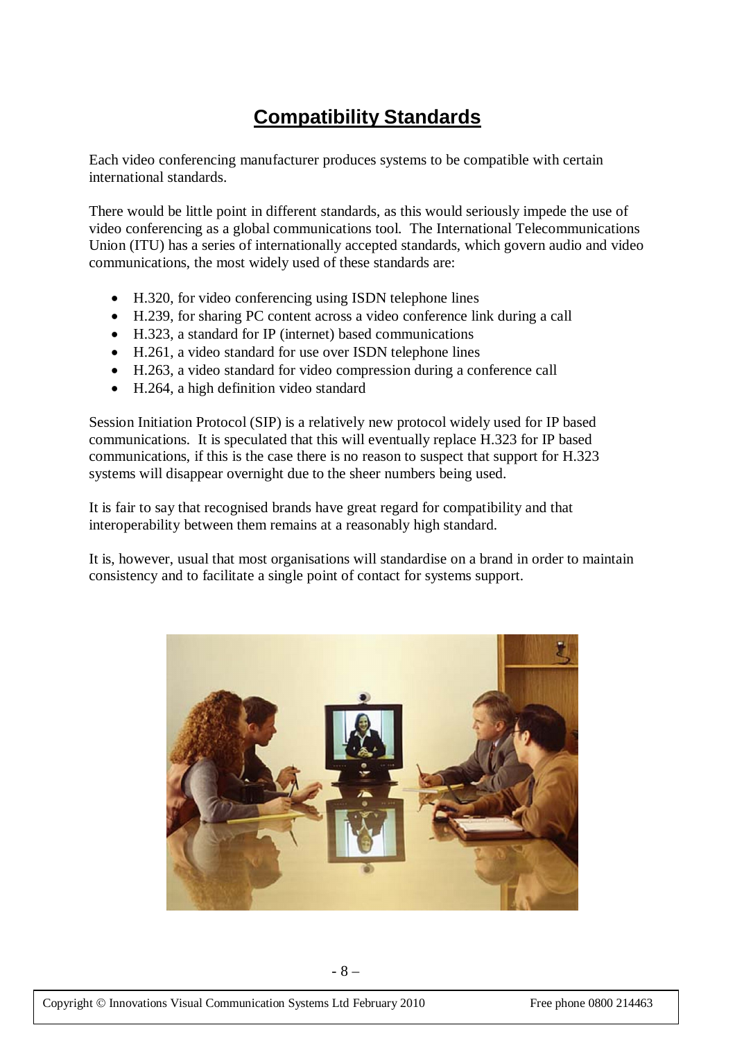# Compatibility Standards

Each video conferencing manufacturer produces systems to be compatible with certain international standards.

There would be little point in different standards, as this would seriously impede the use of video conferencing as a global communications tool. The International Telecommunications Union (ITU) has a series of internationally accepted standards, which govern audio and video communications, the most widely used of these standards are:

- H.320, for video conferencing using ISDN telephone lines
- H.239, for sharing PC content across a video conference link during a call
- H.323, a standard for IP (internet) based communications
- H.261, a video standard for use over ISDN telephone lines
- H.263, a video standard for video compression during a conference call
- H.264, a high definition video standard

Session Initiation Protocol (SIP) is a relatively new protocol widely used for IP based communications. It is speculated that this will eventually replace H.323 for IP based communications, if this is the case there is no reason to suspect that support for H.323 systems will disappear overnight due to the sheer numbers being used.

It is fair to say that recognised brands have great regard for compatibility and that interoperability between them remains at a reasonably high standard.

It is, however, usual that most organisations will standardise on a brand in order to maintain consistency and to facilitate a single point of contact for systems support.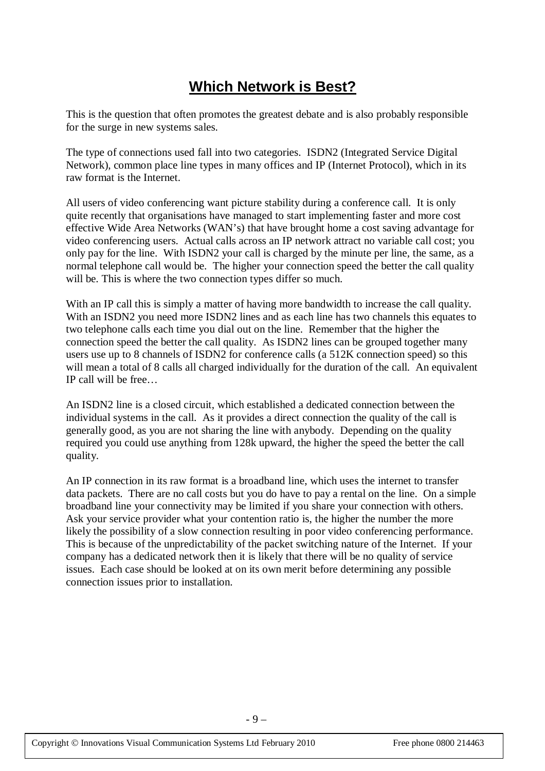# **Which Network is Best?**

This is the question that often promotes the greatest debate and is also probably responsible for the surge in new systems sales.

The type of connections used fall into two categories. ISDN2 (Integrated Service Digital Network), common place line types in many offices and IP (Internet Protocol), which in its raw format is the Internet.

All users of video conferencing want picture stability during a conference call. It is only quite recently that organisations have managed to start implementing faster and more cost effective Wide Area Networks (WAN's) that have brought home a cost saving advantage for video conferencing users. Actual calls across an IP network attract no variable call cost; you only pay for the line. With ISDN2 your call is charged by the minute per line, the same, as a normal telephone call would be. The higher your connection speed the better the call quality will be. This is where the two connection types differ so much.

With an IP call this is simply a matter of having more bandwidth to increase the call quality. With an ISDN2 you need more ISDN2 lines and as each line has two channels this equates to two telephone calls each time you dial out on the line. Remember that the higher the connection speed the better the call quality. As ISDN2 lines can be grouped together many users use up to 8 channels of ISDN2 for conference calls (a 512K connection speed) so this will mean a total of 8 calls all charged individually for the duration of the call. An equivalent IP call will be free…

An ISDN2 line is a closed circuit, which established a dedicated connection between the individual systems in the call. As it provides a direct connection the quality of the call is generally good, as you are not sharing the line with anybody. Depending on the quality required you could use anything from 128k upward, the higher the speed the better the call quality.

An IP connection in its raw format is a broadband line, which uses the internet to transfer data packets. There are no call costs but you do have to pay a rental on the line. On a simple broadband line your connectivity may be limited if you share your connection with others. Ask your service provider what your contention ratio is, the higher the number the more likely the possibility of a slow connection resulting in poor video conferencing performance. This is because of the unpredictability of the packet switching nature of the Internet. If your company has a dedicated network then it is likely that there will be no quality of service issues. Each case should be looked at on its own merit before determining any possible connection issues prior to installation.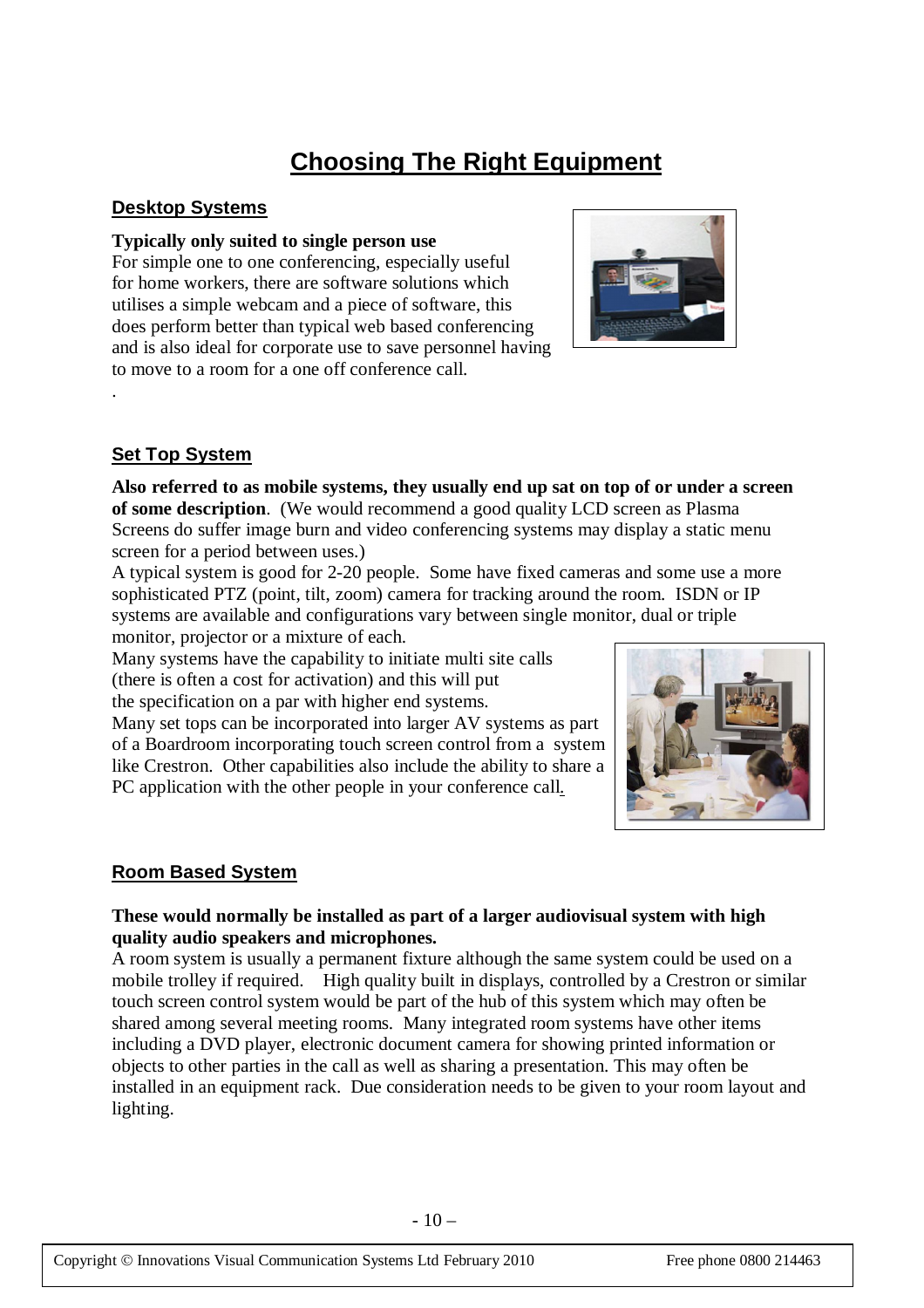# Choosing The Right Equipment

## Desktop Systems

**Typically only suited to single person use**
For simple one to one conferencing, especially useful for home workers, there are software solutions which utilises a simple webcam and a piece of software, this does perform better than typical web based conferencing and is also ideal for corporate use to save personnel having to move to a room for a one off conference call.

.

## Set Top System

**Also referred to as mobile systems, they usually end up sat on top of or under a screen of some description**. (We would recommend a good quality LCD screen as Plasma Screens do suffer image burn and video conferencing systems may display a static menu screen for a period between uses.)

A typical system is good for 2-20 people. Some have fixed cameras and some use a more sophisticated PTZ (point, tilt, zoom) camera for tracking around the room. ISDN or IP systems are available and configurations vary between single monitor, dual or triple monitor, projector or a mixture of each.

Many systems have the capability to initiate multi site calls (there is often a cost for activation) and this will put the specification on a par with higher end systems.

Many set tops can be incorporated into larger AV systems as part of a Boardroom incorporating touch screen control from a system like Crestron. Other capabilities also include the ability to share a PC application with the other people in your conference call.

## Room Based System

**These would normally be installed as part of a larger audiovisual system with high quality audio speakers and microphones.**

A room system is usually a permanent fixture although the same system could be used on a mobile trolley if required. High quality built in displays, controlled by a Crestron or similar touch screen control system would be part of the hub of this system which may often be shared among several meeting rooms. Many integrated room systems have other items including a DVD player, electronic document camera for showing printed information or objects to other parties in the call as well as sharing a presentation. This may often be installed in an equipment rack. Due consideration needs to be given to your room layout and lighting.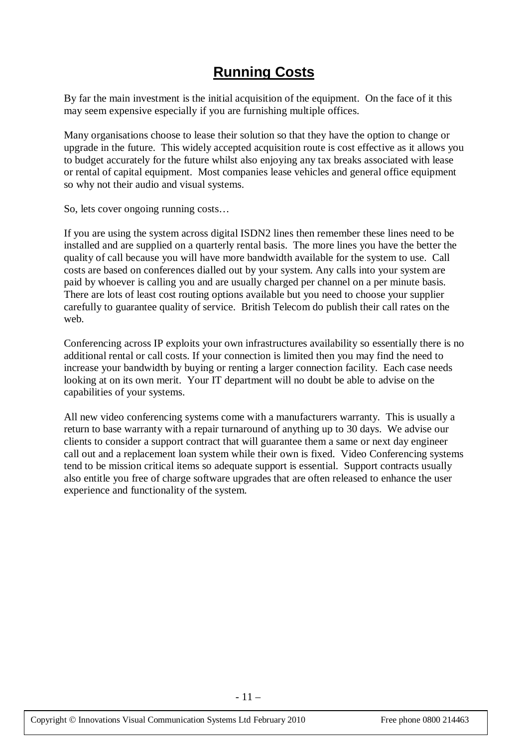# Running Costs

By far the main investment is the initial acquisition of the equipment. On the face of it this may seem expensive especially if you are furnishing multiple offices.

Many organisations choose to lease their solution so that they have the option to change or upgrade in the future. This widely accepted acquisition route is cost effective as it allows you to budget accurately for the future whilst also enjoying any tax breaks associated with lease or rental of capital equipment. Most companies lease vehicles and general office equipment so why not their audio and visual systems.

So, lets cover ongoing running costs…

If you are using the system across digital ISDN2 lines then remember these lines need to be installed and are supplied on a quarterly rental basis. The more lines you have the better the quality of call because you will have more bandwidth available for the system to use. Call costs are based on conferences dialled out by your system. Any calls into your system are paid by whoever is calling you and are usually charged per channel on a per minute basis. There are lots of least cost routing options available but you need to choose your supplier carefully to guarantee quality of service. British Telecom do publish their call rates on the web.

Conferencing across IP exploits your own infrastructures availability so essentially there is no additional rental or call costs. If your connection is limited then you may find the need to increase your bandwidth by buying or renting a larger connection facility. Each case needs looking at on its own merit. Your IT department will no doubt be able to advise on the capabilities of your systems.

All new video conferencing systems come with a manufacturers warranty. This is usually a return to base warranty with a repair turnaround of anything up to 30 days. We advise our clients to consider a support contract that will guarantee them a same or next day engineer call out and a replacement loan system while their own is fixed. Video Conferencing systems tend to be mission critical items so adequate support is essential. Support contracts usually also entitle you free of charge software upgrades that are often released to enhance the user experience and functionality of the system.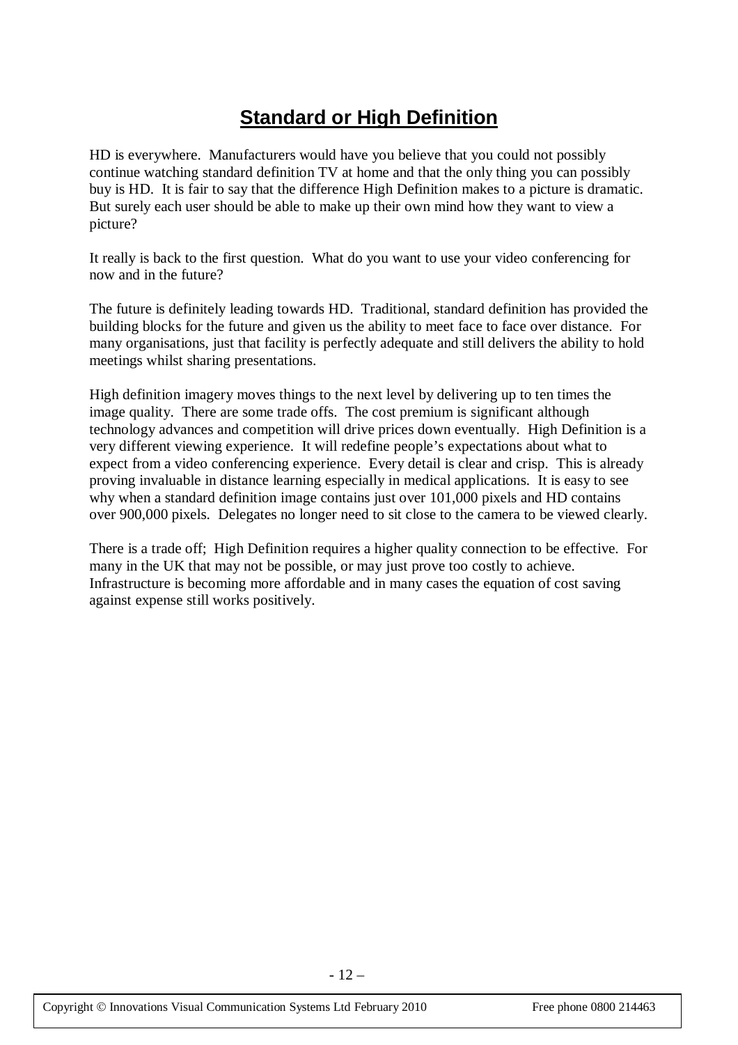# Standard or High Definition

HD is everywhere. Manufacturers would have you believe that you could not possibly continue watching standard definition TV at home and that the only thing you can possibly buy is HD. It is fair to say that the difference High Definition makes to a picture is dramatic. But surely each user should be able to make up their own mind how they want to view a picture?

It really is back to the first question. What do you want to use your video conferencing for now and in the future?

The future is definitely leading towards HD. Traditional, standard definition has provided the building blocks for the future and given us the ability to meet face to face over distance. For many organisations, just that facility is perfectly adequate and still delivers the ability to hold meetings whilst sharing presentations.

High definition imagery moves things to the next level by delivering up to ten times the image quality. There are some trade offs. The cost premium is significant although technology advances and competition will drive prices down eventually. High Definition is a very different viewing experience. It will redefine people's expectations about what to expect from a video conferencing experience. Every detail is clear and crisp. This is already proving invaluable in distance learning especially in medical applications. It is easy to see why when a standard definition image contains just over 101,000 pixels and HD contains over 900,000 pixels. Delegates no longer need to sit close to the camera to be viewed clearly.

There is a trade off; High Definition requires a higher quality connection to be effective. For many in the UK that may not be possible, or may just prove too costly to achieve. Infrastructure is becoming more affordable and in many cases the equation of cost saving against expense still works positively.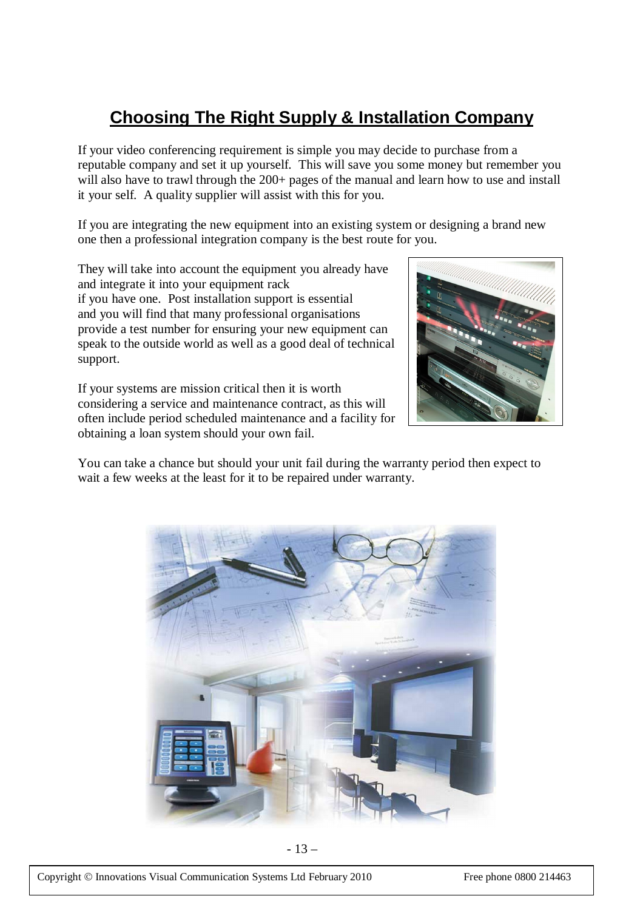# Choosing The Right Supply & Installation Company

If your video conferencing requirement is simple you may decide to purchase from a reputable company and set it up yourself. This will save you some money but remember you will also have to trawl through the 200+ pages of the manual and learn how to use and install it your self. A quality supplier will assist with this for you.

If you are integrating the new equipment into an existing system or designing a brand new one then a professional integration company is the best route for you.

They will take into account the equipment you already have and integrate it into your equipment rack if you have one. Post installation support is essential and you will find that many professional organisations provide a test number for ensuring your new equipment can speak to the outside world as well as a good deal of technical support.

If your systems are mission critical then it is worth considering a service and maintenance contract, as this will often include period scheduled maintenance and a facility for obtaining a loan system should your own fail.

You can take a chance but should your unit fail during the warranty period then expect to wait a few weeks at the least for it to be repaired under warranty.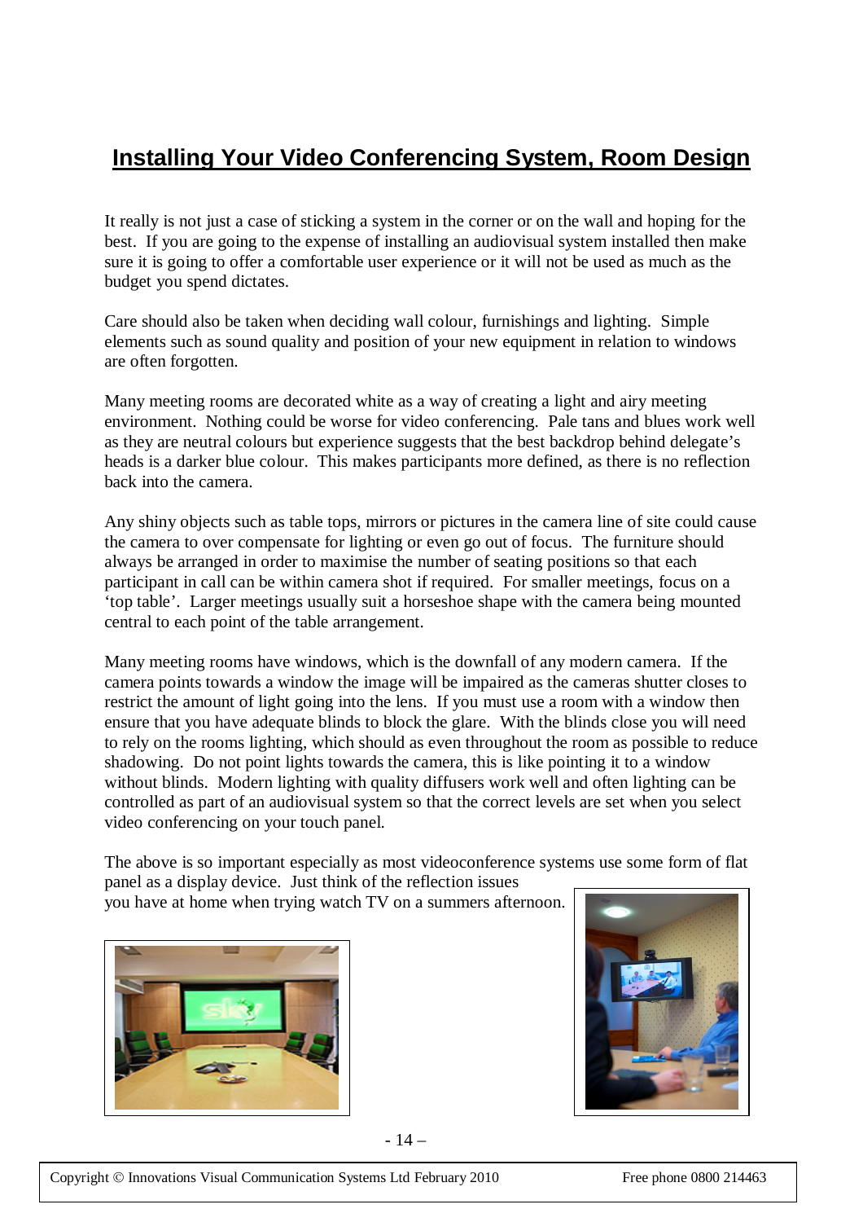## Installing Your Video Conferencing System, Room Design

It really is not just a case of sticking a system in the corner or on the wall and hoping for the best. If you are going to the expense of installing an audiovisual system installed then make sure it is going to offer a comfortable user experience or it will not be used as much as the budget you spend dictates.

Care should also be taken when deciding wall colour, furnishings and lighting. Simple elements such as sound quality and position of your new equipment in relation to windows are often forgotten.

Many meeting rooms are decorated white as a way of creating a light and airy meeting environment. Nothing could be worse for video conferencing. Pale tans and blues work well as they are neutral colours but experience suggests that the best backdrop behind delegate's heads is a darker blue colour. This makes participants more defined, as there is no reflection back into the camera.

Any shiny objects such as table tops, mirrors or pictures in the camera line of site could cause the camera to over compensate for lighting or even go out of focus. The furniture should always be arranged in order to maximise the number of seating positions so that each participant in call can be within camera shot if required. For smaller meetings, focus on a 'top table'. Larger meetings usually suit a horseshoe shape with the camera being mounted central to each point of the table arrangement.

Many meeting rooms have windows, which is the downfall of any modern camera. If the camera points towards a window the image will be impaired as the cameras shutter closes to restrict the amount of light going into the lens. If you must use a room with a window then ensure that you have adequate blinds to block the glare. With the blinds close you will need to rely on the rooms lighting, which should as even throughout the room as possible to reduce shadowing. Do not point lights towards the camera, this is like pointing it to a window without blinds. Modern lighting with quality diffusers work well and often lighting can be controlled as part of an audiovisual system so that the correct levels are set when you select video conferencing on your touch panel.

The above is so important especially as most videoconference systems use some form of flat panel as a display device. Just think of the reflection issues you have at home when trying watch TV on a summers afternoon.